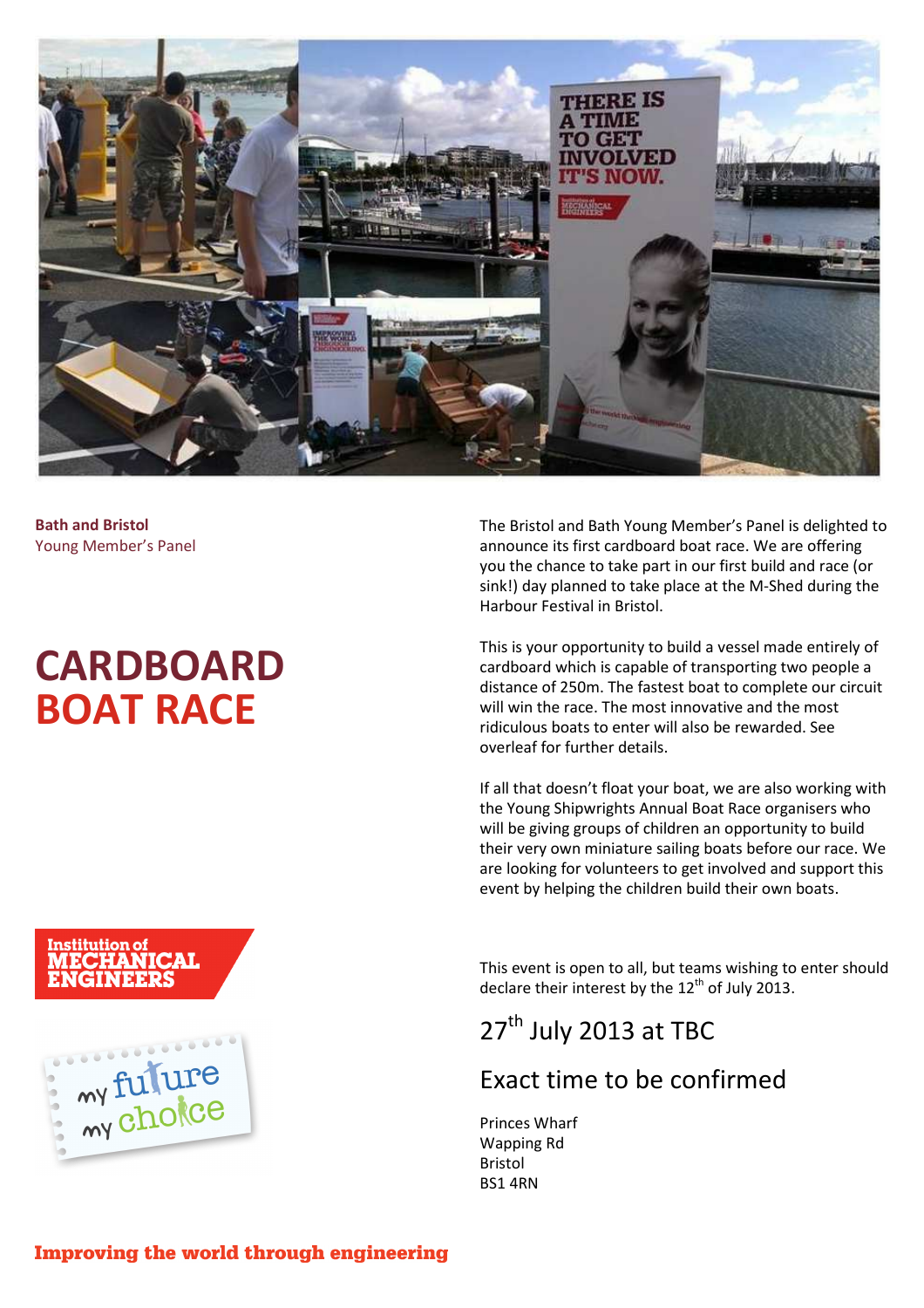**Bath and Bristol**
Young Member's Panel

# CARDBOARD BOAT RACE

The Bristol and Bath Young Member's Panel is delighted to announce its first cardboard boat race. We are offering you the chance to take part in our first build and race (or sink!) day planned to take place at the M-Shed during the Harbour Festival in Bristol.

This is your opportunity to build a vessel made entirely of cardboard which is capable of transporting two people a distance of 250m. The fastest boat to complete our circuit will win the race. The most innovative and the most ridiculous boats to enter will also be rewarded. See overleaf for further details.

If all that doesn't float your boat, we are also working with the Young Shipwrights Annual Boat Race organisers who will be giving groups of children an opportunity to build their very own miniature sailing boats before our race. We are looking for volunteers to get involved and support this event by helping the children build their own boats.

This event is open to all, but teams wishing to enter should declare their interest by the 12th of July 2013.

## 27th July 2013 at TBC

## Exact time to be confirmed

Princes Wharf
Wapping Rd
Bristol
BS1 4RN

Institution of MECHANICAL ENGINEERS

my future my choice

**Improving the world through engineering**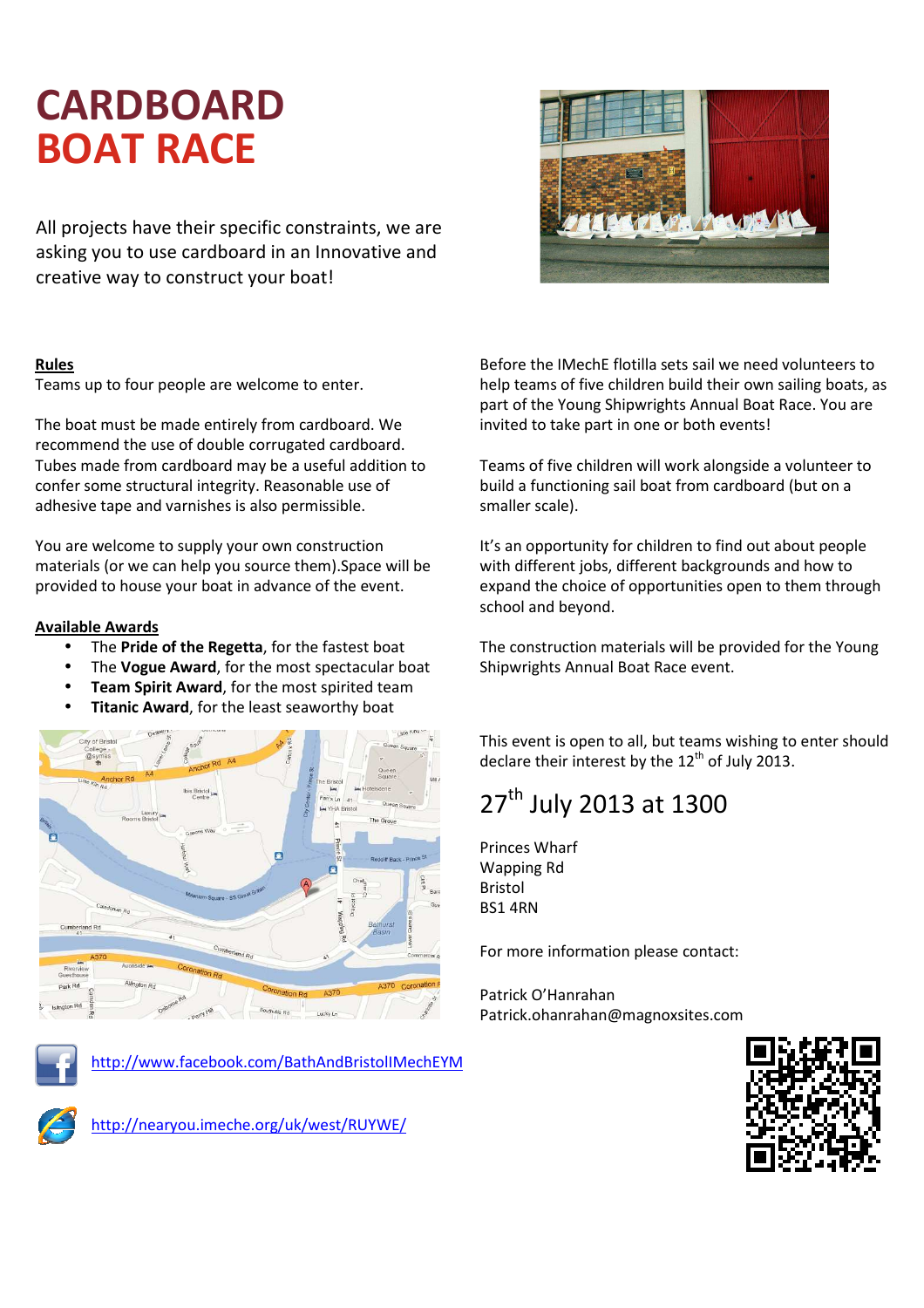# CARDBOARD BOAT RACE

All projects have their specific constraints, we are asking you to use cardboard in an Innovative and creative way to construct your boat!

**Rules**

Teams up to four people are welcome to enter.

The boat must be made entirely from cardboard. We recommend the use of double corrugated cardboard. Tubes made from cardboard may be a useful addition to confer some structural integrity. Reasonable use of adhesive tape and varnishes is also permissible.

You are welcome to supply your own construction materials (or we can help you source them).Space will be provided to house your boat in advance of the event.

**Available Awards**

- The **Pride of the Regetta**, for the fastest boat
- The **Vogue Award**, for the most spectacular boat
- **Team Spirit Award**, for the most spirited team
- **Titanic Award**, for the least seaworthy boat

http://www.facebook.com/BathAndBristolIMechEYM

http://nearyou.imeche.org/uk/west/RUYWE/

Before the IMechE flotilla sets sail we need volunteers to help teams of five children build their own sailing boats, as part of the Young Shipwrights Annual Boat Race. You are invited to take part in one or both events!

Teams of five children will work alongside a volunteer to build a functioning sail boat from cardboard (but on a smaller scale).

It's an opportunity for children to find out about people with different jobs, different backgrounds and how to expand the choice of opportunities open to them through school and beyond.

The construction materials will be provided for the Young Shipwrights Annual Boat Race event.

This event is open to all, but teams wishing to enter should declare their interest by the 12th of July 2013.

## 27th July 2013 at 1300

Princes Wharf
Wapping Rd
Bristol
BS1 4RN

For more information please contact:

Patrick O'Hanrahan
Patrick.ohanrahan@magnoxsites.com